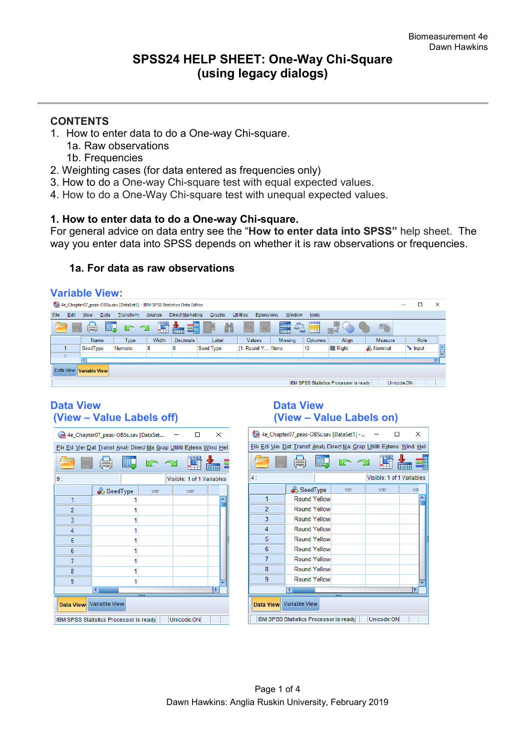Biomeasurement 4e
Dawn Hawkins

# SPSS24 HELP SHEET: One-Way Chi-Square (using legacy dialogs)

## CONTENTS

1. How to enter data to do a One-way Chi-square.
   1a. Raw observations
   1b. Frequencies
2. Weighting cases (for data entered as frequencies only)
3. How to do a One-way Chi-square test with equal expected values.
4. How to do a One-Way Chi-square test with unequal expected values.

## 1. How to enter data to do a One-way Chi-square.

For general advice on data entry see the "**How to enter data into SPSS**" help sheet. The way you enter data into SPSS depends on whether it is raw observations or frequencies.

### 1a. For data as raw observations

**Variable View:**

| | Name | Type | Width | Decimals | Label | Values | Missing | Columns | Align | Measure | Role |
|---|---|---|---|---|---|---|---|---|---|---|---|
| 1 | SeedType | Numeric | 8 | 0 | Seed Type | {1, Round Y... | None | 10 | Right | Nominal | Input |

**Data View (View – Value Labels off)**

| | SeedType |
|---|---|
| 1 | 1 |
| 2 | 1 |
| 3 | 1 |
| 4 | 1 |
| 5 | 1 |
| 6 | 1 |
| 7 | 1 |
| 8 | 1 |
| 9 | 1 |

**Data View (View – Value Labels on)**

| | SeedType |
|---|---|
| 1 | Round Yellow |
| 2 | Round Yellow |
| 3 | Round Yellow |
| 4 | Round Yellow |
| 5 | Round Yellow |
| 6 | Round Yellow |
| 7 | Round Yellow |
| 8 | Round Yellow |
| 9 | Round Yellow |

Dawn Hawkins: Anglia Ruskin University, February 2019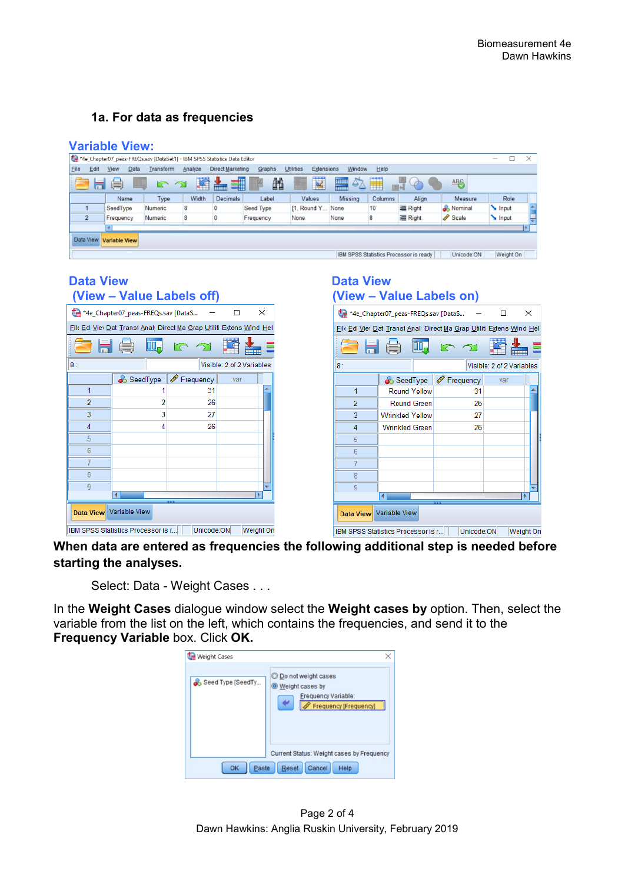## 1a. For data as frequencies

### Variable View:

| | Name | Type | Width | Decimals | Label | Values | Missing | Columns | Align | Measure | Role |
|---|---|---|---|---|---|---|---|---|---|---|---|
| 1 | SeedType | Numeric | 8 | 0 | Seed Type | {1, Round Y... | None | 10 | Right | Nominal | Input |
| 2 | Frequency | Numeric | 8 | 0 | Frequency | None | None | 8 | Right | Scale | Input |

### Data View (View – Value Labels off)

| | SeedType | Frequency |
|---|---|---|
| 1 | 1 | 31 |
| 2 | 2 | 26 |
| 3 | 3 | 27 |
| 4 | 4 | 26 |

### Data View (View – Value Labels on)

| | SeedType | Frequency |
|---|---|---|
| 1 | Round Yellow | 31 |
| 2 | Round Green | 26 |
| 3 | Wrinkled Yellow | 27 |
| 4 | Wrinkled Green | 26 |

**When data are entered as frequencies the following additional step is needed before starting the analyses.**

Select: Data - Weight Cases . . .

In the **Weight Cases** dialogue window select the **Weight cases by** option. Then, select the variable from the list on the left, which contains the frequencies, and send it to the **Frequency Variable** box. Click **OK.**

Weight Cases

- Seed Type [SeedTy...
- ○ Do not weight cases
- ◉ Weight cases by
  - Frequency Variable: Frequency [Frequency]
- Current Status: Weight cases by Frequency
- OK | Paste | Reset | Cancel | Help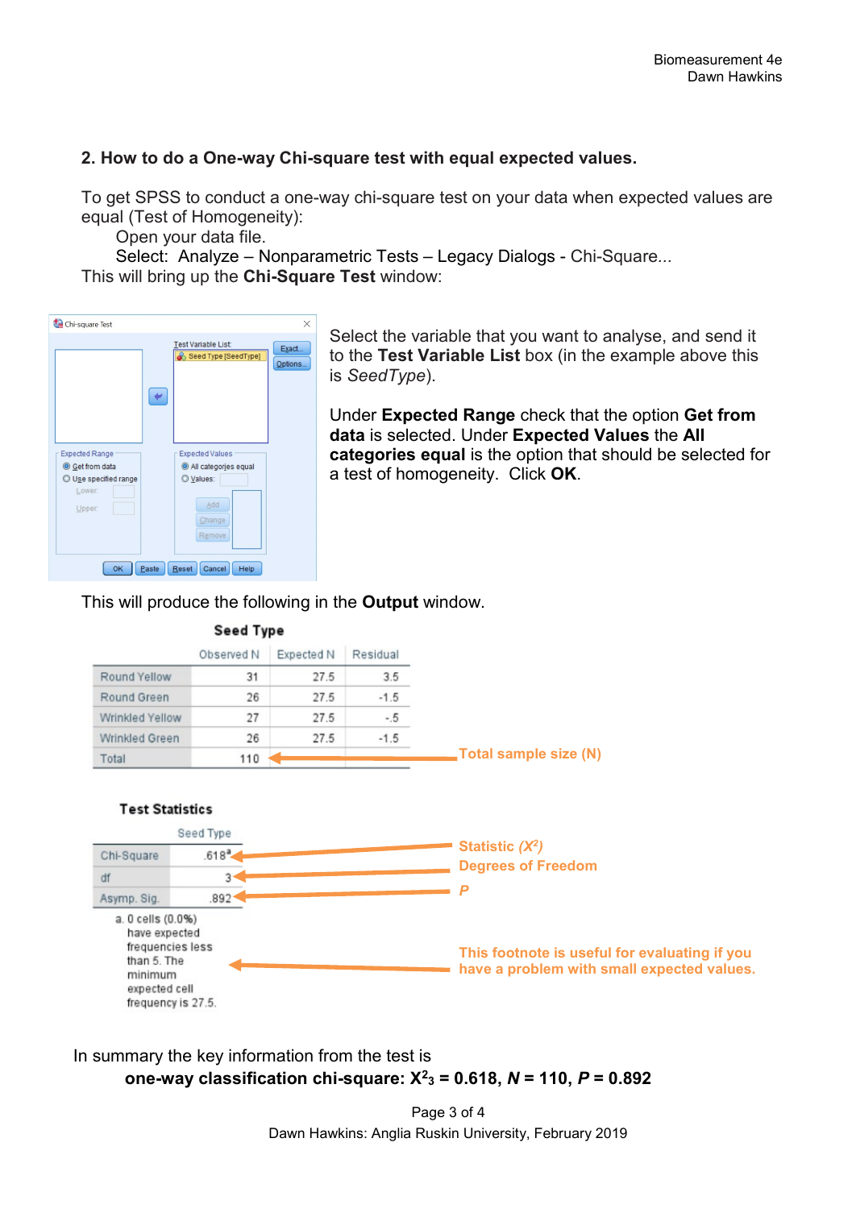## 2. How to do a One-way Chi-square test with equal expected values.

To get SPSS to conduct a one-way chi-square test on your data when expected values are equal (Test of Homogeneity):

Open your data file.

Select: Analyze – Nonparametric Tests – Legacy Dialogs - Chi-Square...

This will bring up the **Chi-Square Test** window:

Select the variable that you want to analyse, and send it to the **Test Variable List** box (in the example above this is *SeedType*).

Under **Expected Range** check that the option **Get from data** is selected. Under **Expected Values** the **All categories equal** is the option that should be selected for a test of homogeneity. Click **OK**.

This will produce the following in the **Output** window.

**Seed Type**

| | Observed N | Expected N | Residual |
|---|---|---|---|
| Round Yellow | 31 | 27.5 | 3.5 |
| Round Green | 26 | 27.5 | -1.5 |
| Wrinkled Yellow | 27 | 27.5 | -.5 |
| Wrinkled Green | 26 | 27.5 | -1.5 |
| Total | 110 | | |

Total sample size (N)

**Test Statistics**

| | Seed Type |
|---|---|
| Chi-Square | .618[a] |
| df | 3 |
| Asymp. Sig. | .892 |

a. 0 cells (0.0%) have expected frequencies less than 5. The minimum expected cell frequency is 27.5.

Statistic ($X^2$)

Degrees of Freedom

*P*

This footnote is useful for evaluating if you have a problem with small expected values.

In summary the key information from the test is

**one-way classification chi-square: $X^2_3 = 0.618$, $N = 110$, $P = 0.892$**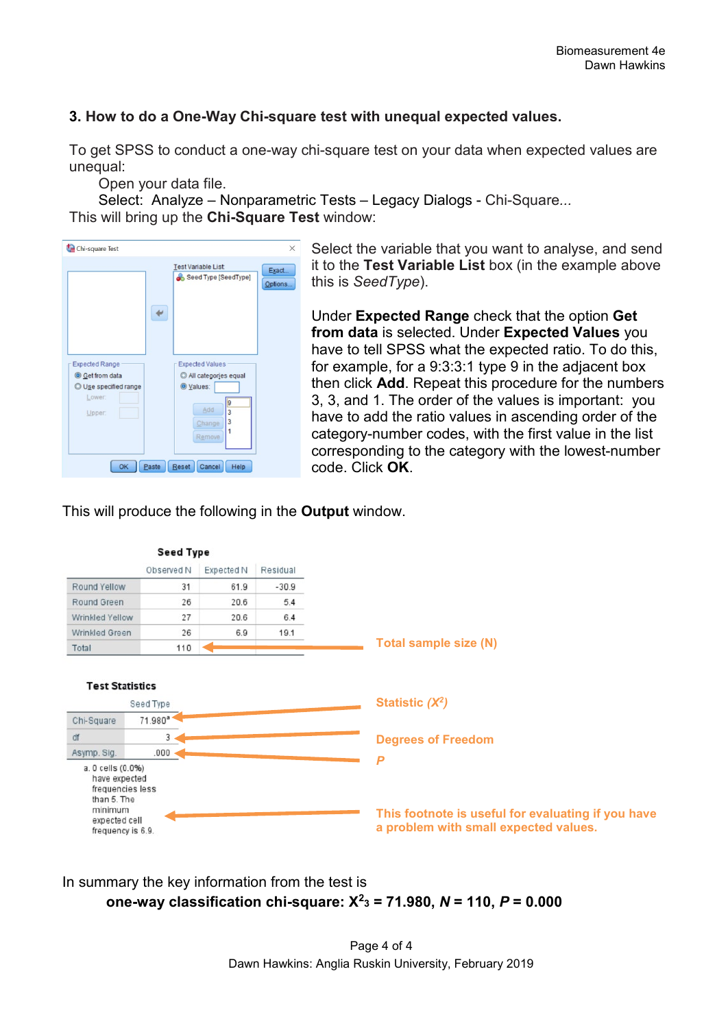### 3. How to do a One-Way Chi-square test with unequal expected values.

To get SPSS to conduct a one-way chi-square test on your data when expected values are unequal:

Open your data file.

Select: Analyze – Nonparametric Tests – Legacy Dialogs - Chi-Square...

This will bring up the **Chi-Square Test** window:

Select the variable that you want to analyse, and send it to the **Test Variable List** box (in the example above this is *SeedType*).

Under **Expected Range** check that the option **Get from data** is selected. Under **Expected Values** you have to tell SPSS what the expected ratio. To do this, for example, for a 9:3:3:1 type 9 in the adjacent box then click **Add**. Repeat this procedure for the numbers 3, 3, and 1. The order of the values is important: you have to add the ratio values in ascending order of the category-number codes, with the first value in the list corresponding to the category with the lowest-number code. Click **OK**.

This will produce the following in the **Output** window.

**Seed Type**

| | Observed N | Expected N | Residual |
|---|---|---|---|
| Round Yellow | 31 | 61.9 | -30.9 |
| Round Green | 26 | 20.6 | 5.4 |
| Wrinkled Yellow | 27 | 20.6 | 6.4 |
| Wrinkled Green | 26 | 6.9 | 19.1 |
| Total | 110 | | |

Total sample size (N)

**Test Statistics**

| | Seed Type |
|---|---|
| Chi-Square | 71.980[a] |
| df | 3 |
| Asymp. Sig. | .000 |

a. 0 cells (0.0%) have expected frequencies less than 5. The minimum expected cell frequency is 6.9.

Statistic ($X^2$)

Degrees of Freedom

*P*

This footnote is useful for evaluating if you have a problem with small expected values.

In summary the key information from the test is

**one-way classification chi-square: $X^2_3$ = 71.980, *N* = 110, *P* = 0.000**